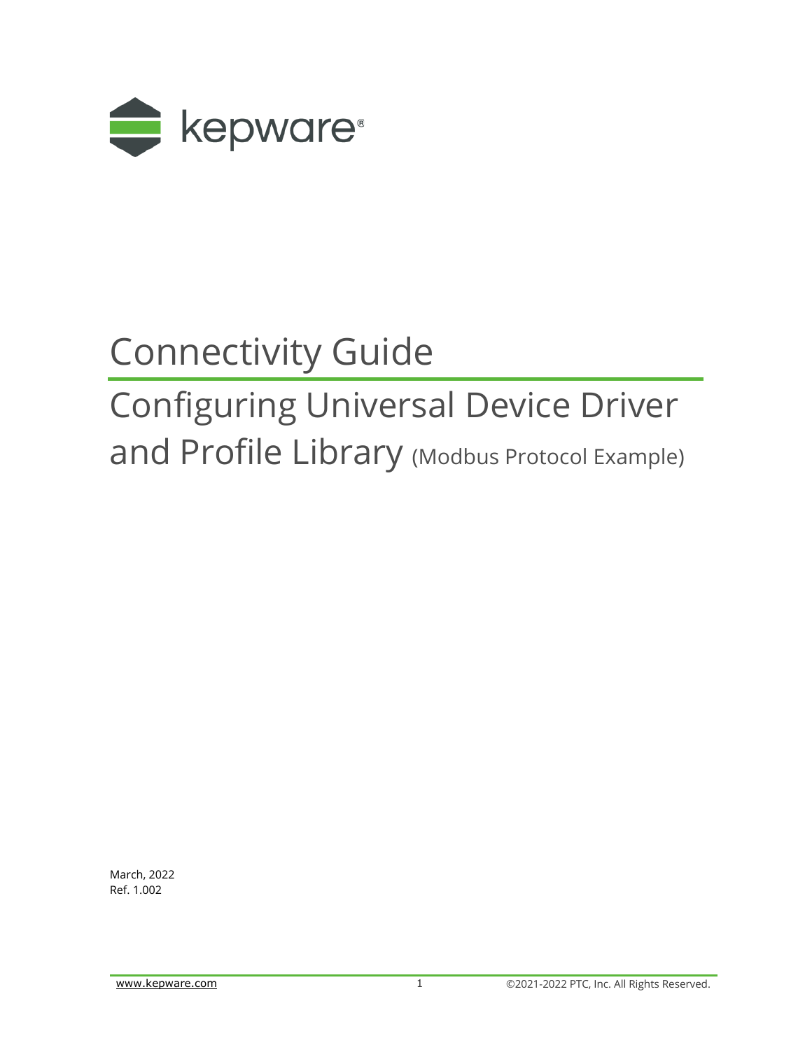kepware®

# Connectivity Guide

## Configuring Universal Device Driver and Profile Library (Modbus Protocol Example)

March, 2022
Ref. 1.002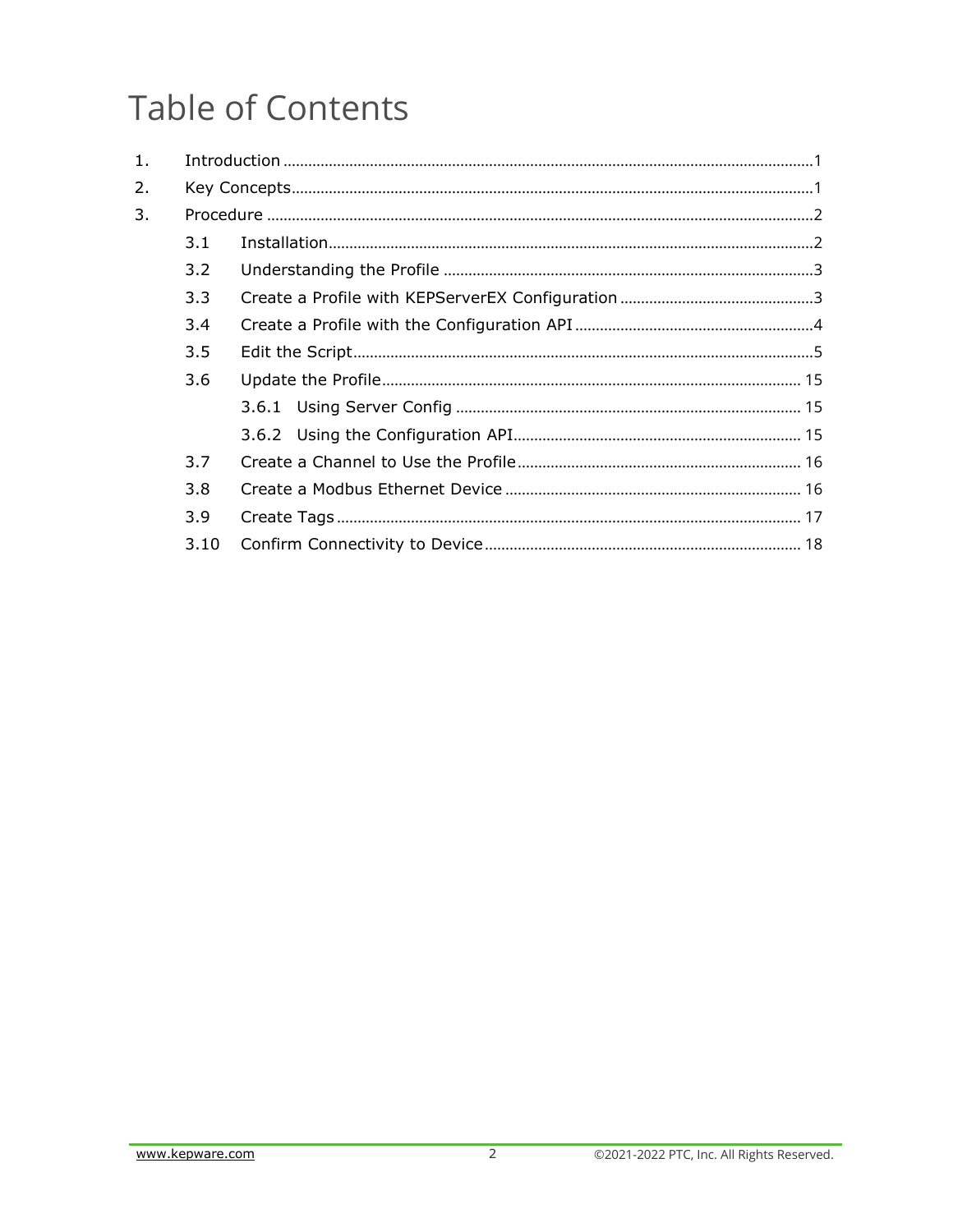# Table of Contents

1. Introduction ........................................................ 1
2. Key Concepts ........................................................ 1
3. Procedure ........................................................ 2
   - 3.1 Installation ........................................................ 2
   - 3.2 Understanding the Profile ........................................................ 3
   - 3.3 Create a Profile with KEPServerEX Configuration ........................................................ 3
   - 3.4 Create a Profile with the Configuration API ........................................................ 4
   - 3.5 Edit the Script ........................................................ 5
   - 3.6 Update the Profile ........................................................ 15
     - 3.6.1 Using Server Config ........................................................ 15
     - 3.6.2 Using the Configuration API ........................................................ 15
   - 3.7 Create a Channel to Use the Profile ........................................................ 16
   - 3.8 Create a Modbus Ethernet Device ........................................................ 16
   - 3.9 Create Tags ........................................................ 17
   - 3.10 Confirm Connectivity to Device ........................................................ 18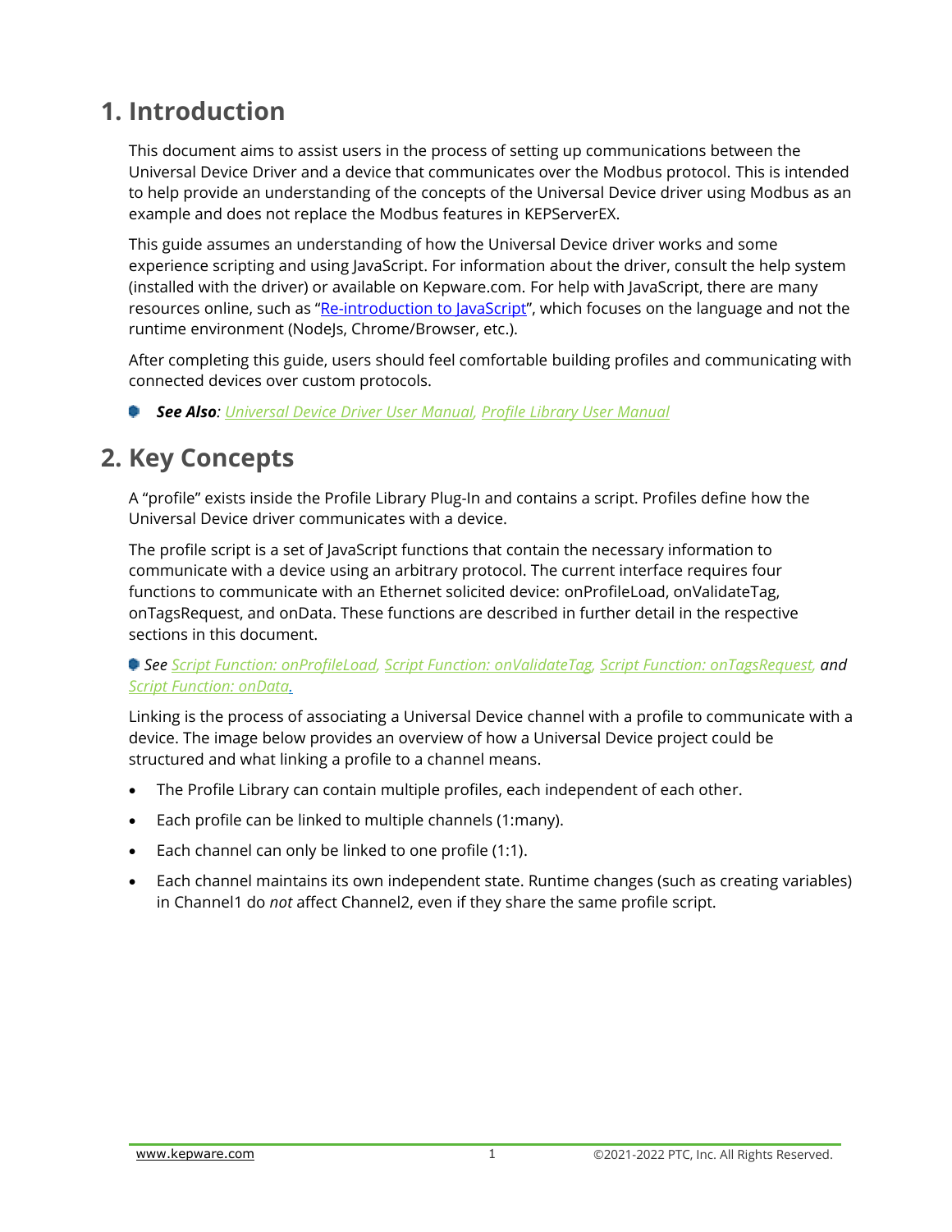# 1. Introduction

This document aims to assist users in the process of setting up communications between the Universal Device Driver and a device that communicates over the Modbus protocol. This is intended to help provide an understanding of the concepts of the Universal Device driver using Modbus as an example and does not replace the Modbus features in KEPServerEX.

This guide assumes an understanding of how the Universal Device driver works and some experience scripting and using JavaScript. For information about the driver, consult the help system (installed with the driver) or available on Kepware.com. For help with JavaScript, there are many resources online, such as "Re-introduction to JavaScript", which focuses on the language and not the runtime environment (NodeJs, Chrome/Browser, etc.).

After completing this guide, users should feel comfortable building profiles and communicating with connected devices over custom protocols.

- ***See Also**: Universal Device Driver User Manual, Profile Library User Manual*

# 2. Key Concepts

A "profile" exists inside the Profile Library Plug-In and contains a script. Profiles define how the Universal Device driver communicates with a device.

The profile script is a set of JavaScript functions that contain the necessary information to communicate with a device using an arbitrary protocol. The current interface requires four functions to communicate with an Ethernet solicited device: onProfileLoad, onValidateTag, onTagsRequest, and onData. These functions are described in further detail in the respective sections in this document.

*See Script Function: onProfileLoad, Script Function: onValidateTag, Script Function: onTagsRequest, and Script Function: onData.*

Linking is the process of associating a Universal Device channel with a profile to communicate with a device. The image below provides an overview of how a Universal Device project could be structured and what linking a profile to a channel means.

- The Profile Library can contain multiple profiles, each independent of each other.
- Each profile can be linked to multiple channels (1:many).
- Each channel can only be linked to one profile (1:1).
- Each channel maintains its own independent state. Runtime changes (such as creating variables) in Channel1 do *not* affect Channel2, even if they share the same profile script.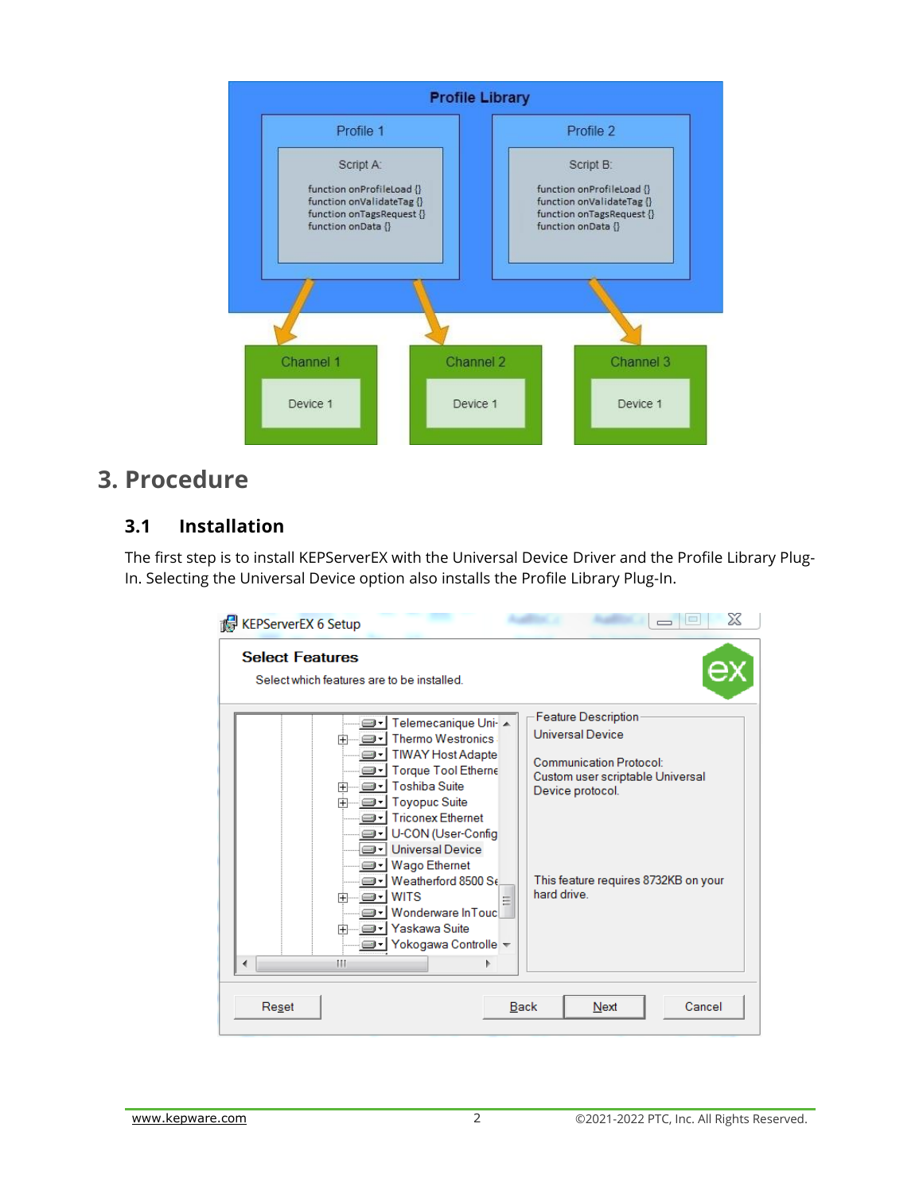## 3. Procedure

### 3.1 Installation

The first step is to install KEPServerEX with the Universal Device Driver and the Profile Library Plug-In. Selecting the Universal Device option also installs the Profile Library Plug-In.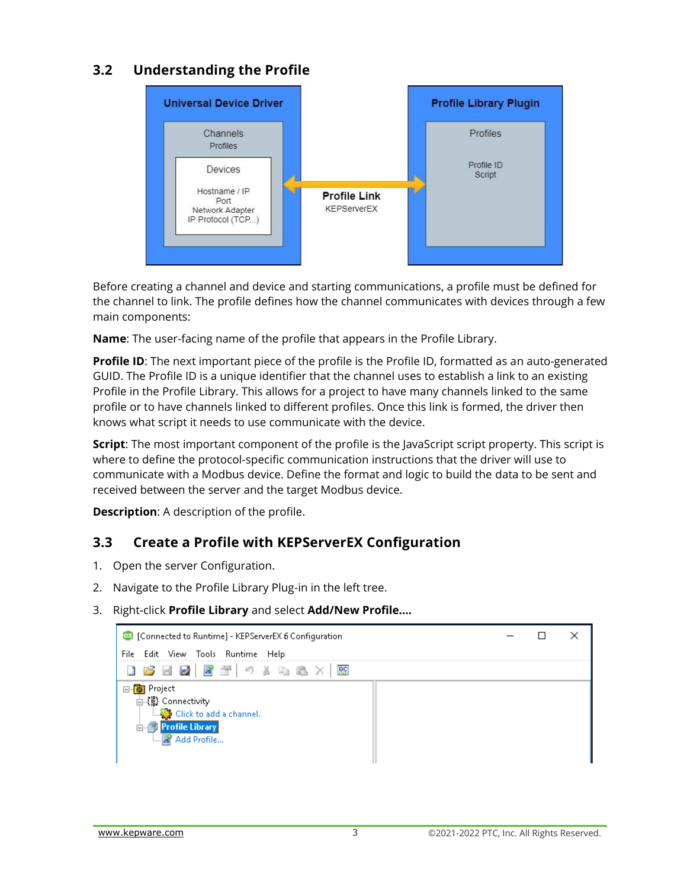## 3.2 Understanding the Profile

Before creating a channel and device and starting communications, a profile must be defined for the channel to link. The profile defines how the channel communicates with devices through a few main components:

**Name**: The user-facing name of the profile that appears in the Profile Library.

**Profile ID**: The next important piece of the profile is the Profile ID, formatted as an auto-generated GUID. The Profile ID is a unique identifier that the channel uses to establish a link to an existing Profile in the Profile Library. This allows for a project to have many channels linked to the same profile or to have channels linked to different profiles. Once this link is formed, the driver then knows what script it needs to use communicate with the device.

**Script**: The most important component of the profile is the JavaScript script property. This script is where to define the protocol-specific communication instructions that the driver will use to communicate with a Modbus device. Define the format and logic to build the data to be sent and received between the server and the target Modbus device.

**Description**: A description of the profile.

## 3.3 Create a Profile with KEPServerEX Configuration

1. Open the server Configuration.
2. Navigate to the Profile Library Plug-in in the left tree.
3. Right-click **Profile Library** and select **Add/New Profile…**.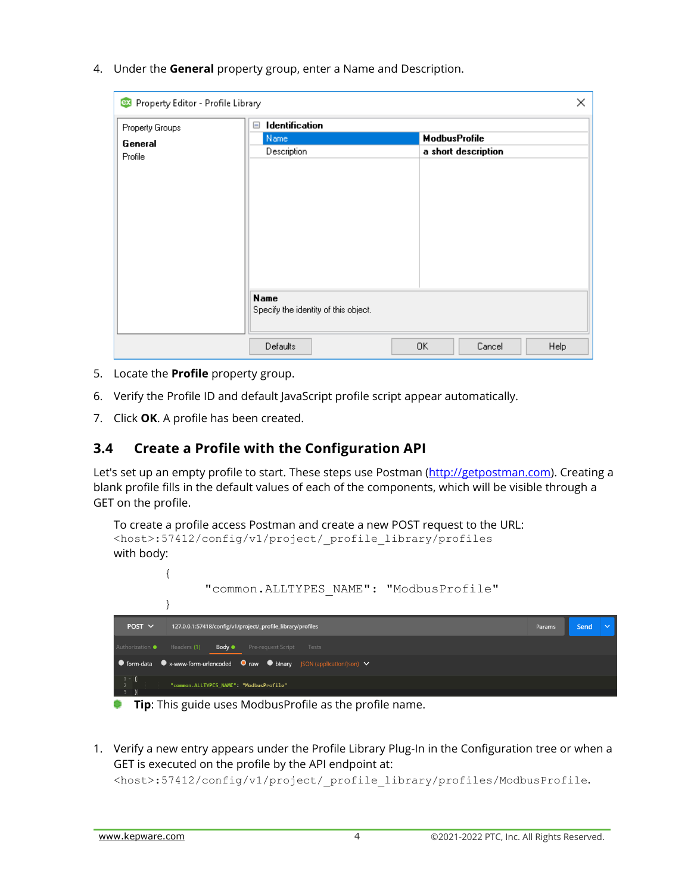4. Under the **General** property group, enter a Name and Description.

5. Locate the **Profile** property group.
6. Verify the Profile ID and default JavaScript profile script appear automatically.
7. Click **OK**. A profile has been created.

## 3.4 Create a Profile with the Configuration API

Let's set up an empty profile to start. These steps use Postman (http://getpostman.com). Creating a blank profile fills in the default values of each of the components, which will be visible through a GET on the profile.

To create a profile access Postman and create a new POST request to the URL:
`<host>:57412/config/v1/project/_profile_library/profiles`
with body:

```
{
    "common.ALLTYPES_NAME": "ModbusProfile"
}
```

**Tip**: This guide uses ModbusProfile as the profile name.

1. Verify a new entry appears under the Profile Library Plug-In in the Configuration tree or when a GET is executed on the profile by the API endpoint at:
`<host>:57412/config/v1/project/_profile_library/profiles/ModbusProfile`.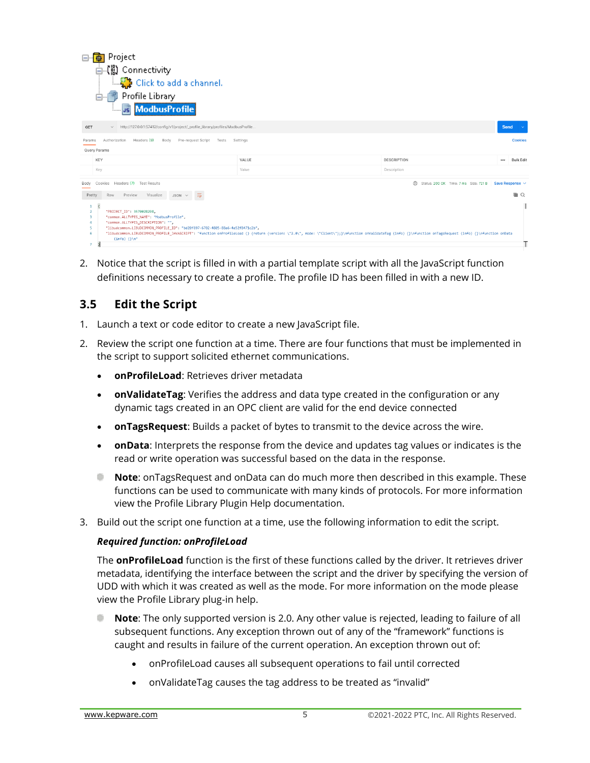2. Notice that the script is filled in with a partial template script with all the JavaScript function definitions necessary to create a profile. The profile ID has been filled in with a new ID.

## 3.5 Edit the Script

1. Launch a text or code editor to create a new JavaScript file.
2. Review the script one function at a time. There are four functions that must be implemented in the script to support solicited ethernet communications.
   - **onProfileLoad**: Retrieves driver metadata
   - **onValidateTag**: Verifies the address and data type created in the configuration or any dynamic tags created in an OPC client are valid for the end device connected
   - **onTagsRequest**: Builds a packet of bytes to transmit to the device across the wire.
   - **onData**: Interprets the response from the device and updates tag values or indicates is the read or write operation was successful based on the data in the response.
   - **Note**: onTagsRequest and onData can do much more then described in this example. These functions can be used to communicate with many kinds of protocols. For more information view the Profile Library Plugin Help documentation.
3. Build out the script one function at a time, use the following information to edit the script.

   ***Required function: onProfileLoad***

   The **onProfileLoad** function is the first of these functions called by the driver. It retrieves driver metadata, identifying the interface between the script and the driver by specifying the version of UDD with which it was created as well as the mode. For more information on the mode please view the Profile Library plug-in help.

   - **Note**: The only supported version is 2.0. Any other value is rejected, leading to failure of all subsequent functions. Any exception thrown out of any of the “framework” functions is caught and results in failure of the current operation. An exception thrown out of:
     - onProfileLoad causes all subsequent operations to fail until corrected
     - onValidateTag causes the tag address to be treated as “invalid”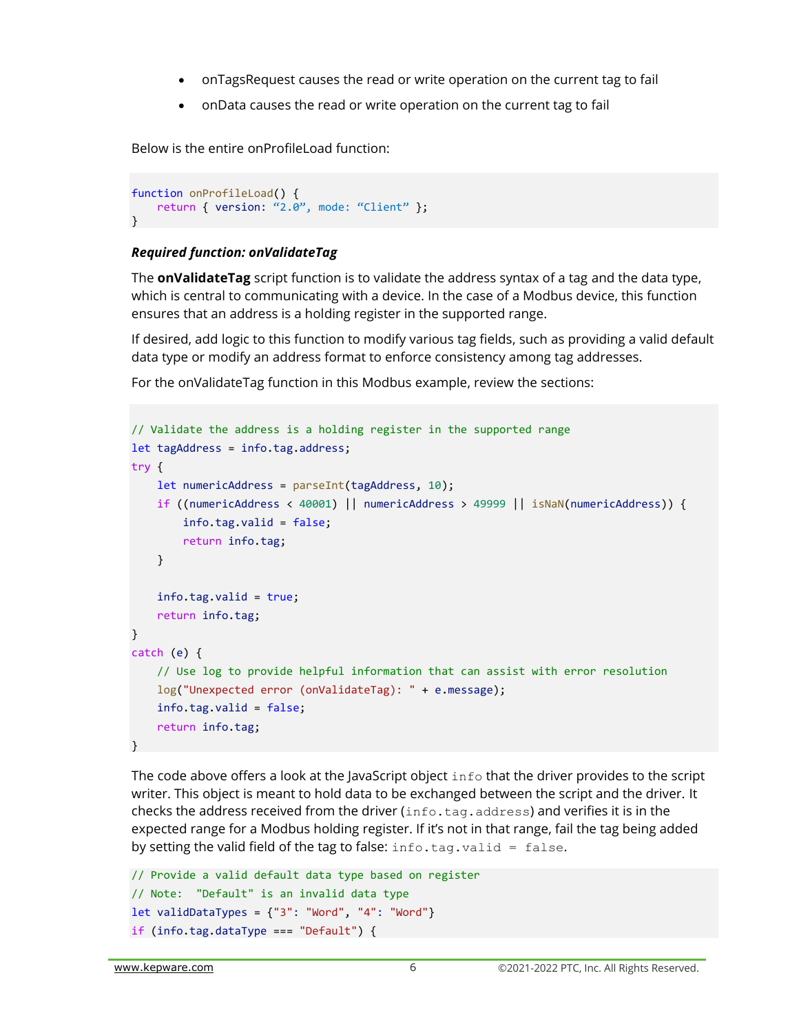- onTagsRequest causes the read or write operation on the current tag to fail
- onData causes the read or write operation on the current tag to fail

Below is the entire onProfileLoad function:

```
function onProfileLoad() {
    return { version: “2.0”, mode: “Client” };
}
```

***Required function: onValidateTag***

The **onValidateTag** script function is to validate the address syntax of a tag and the data type, which is central to communicating with a device. In the case of a Modbus device, this function ensures that an address is a holding register in the supported range.

If desired, add logic to this function to modify various tag fields, such as providing a valid default data type or modify an address format to enforce consistency among tag addresses.

For the onValidateTag function in this Modbus example, review the sections:

```
// Validate the address is a holding register in the supported range
let tagAddress = info.tag.address;
try {
    let numericAddress = parseInt(tagAddress, 10);
    if ((numericAddress < 40001) || numericAddress > 49999 || isNaN(numericAddress)) {
        info.tag.valid = false;
        return info.tag;
    }

    info.tag.valid = true;
    return info.tag;
}
catch (e) {
    // Use log to provide helpful information that can assist with error resolution
    log("Unexpected error (onValidateTag): " + e.message);
    info.tag.valid = false;
    return info.tag;
}
```

The code above offers a look at the JavaScript object `info` that the driver provides to the script writer. This object is meant to hold data to be exchanged between the script and the driver. It checks the address received from the driver (`info.tag.address`) and verifies it is in the expected range for a Modbus holding register. If it's not in that range, fail the tag being added by setting the valid field of the tag to false: `info.tag.valid = false`.

```
// Provide a valid default data type based on register
// Note:  "Default" is an invalid data type
let validDataTypes = {"3": "Word", "4": "Word"}
if (info.tag.dataType === "Default") {
```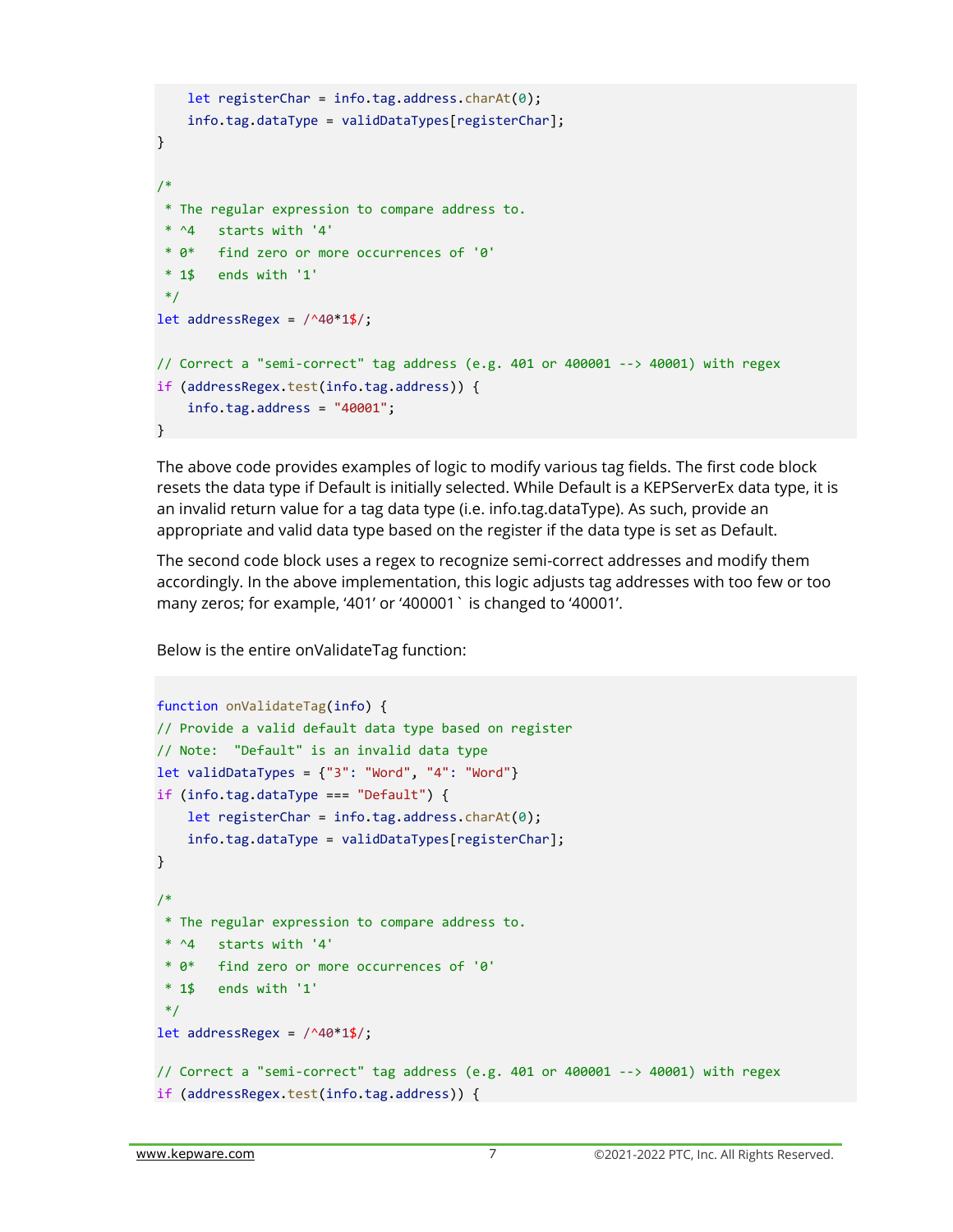```
    let registerChar = info.tag.address.charAt(0);
    info.tag.dataType = validDataTypes[registerChar];
}

/*
 * The regular expression to compare address to.
 * ^4   starts with '4'
 * 0*   find zero or more occurrences of '0'
 * 1$   ends with '1'
 */
let addressRegex = /^40*1$/;

// Correct a "semi-correct" tag address (e.g. 401 or 400001 --> 40001) with regex
if (addressRegex.test(info.tag.address)) {
    info.tag.address = "40001";
}
```

The above code provides examples of logic to modify various tag fields. The first code block resets the data type if Default is initially selected. While Default is a KEPServerEx data type, it is an invalid return value for a tag data type (i.e. info.tag.dataType). As such, provide an appropriate and valid data type based on the register if the data type is set as Default.

The second code block uses a regex to recognize semi-correct addresses and modify them accordingly. In the above implementation, this logic adjusts tag addresses with too few or too many zeros; for example, '401' or '400001` is changed to '40001'.

Below is the entire onValidateTag function:

```
function onValidateTag(info) {
// Provide a valid default data type based on register
// Note:  "Default" is an invalid data type
let validDataTypes = {"3": "Word", "4": "Word"}
if (info.tag.dataType === "Default") {
    let registerChar = info.tag.address.charAt(0);
    info.tag.dataType = validDataTypes[registerChar];
}

/*
 * The regular expression to compare address to.
 * ^4   starts with '4'
 * 0*   find zero or more occurrences of '0'
 * 1$   ends with '1'
 */
let addressRegex = /^40*1$/;

// Correct a "semi-correct" tag address (e.g. 401 or 400001 --> 40001) with regex
if (addressRegex.test(info.tag.address)) {
```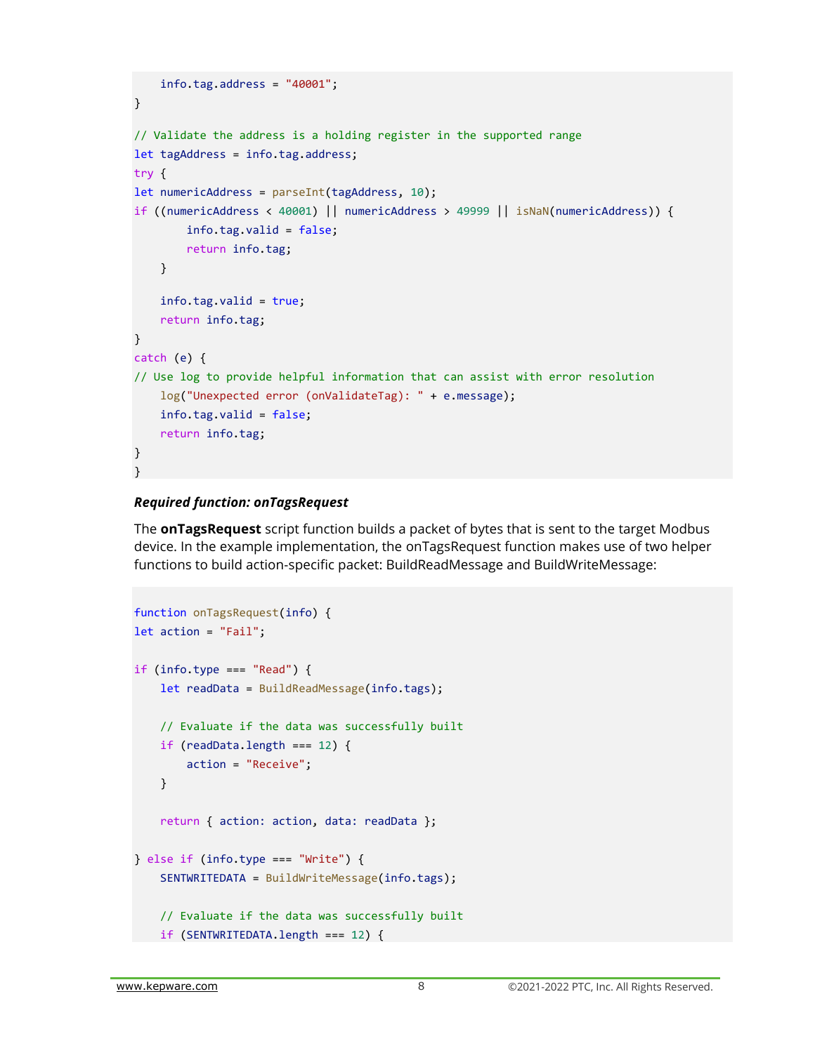```
    info.tag.address = "40001";
}

// Validate the address is a holding register in the supported range
let tagAddress = info.tag.address;
try {
let numericAddress = parseInt(tagAddress, 10);
if ((numericAddress < 40001) || numericAddress > 49999 || isNaN(numericAddress)) {
        info.tag.valid = false;
        return info.tag;
    }

    info.tag.valid = true;
    return info.tag;
}
catch (e) {
// Use log to provide helpful information that can assist with error resolution
    log("Unexpected error (onValidateTag): " + e.message);
    info.tag.valid = false;
    return info.tag;
}
}
```

***Required function: onTagsRequest***

The **onTagsRequest** script function builds a packet of bytes that is sent to the target Modbus device. In the example implementation, the onTagsRequest function makes use of two helper functions to build action-specific packet: BuildReadMessage and BuildWriteMessage:

```
function onTagsRequest(info) {
let action = "Fail";

if (info.type === "Read") {
    let readData = BuildReadMessage(info.tags);

    // Evaluate if the data was successfully built
    if (readData.length === 12) {
        action = "Receive";
    }

    return { action: action, data: readData };

} else if (info.type === "Write") {
    SENTWRITEDATA = BuildWriteMessage(info.tags);

    // Evaluate if the data was successfully built
    if (SENTWRITEDATA.length === 12) {
```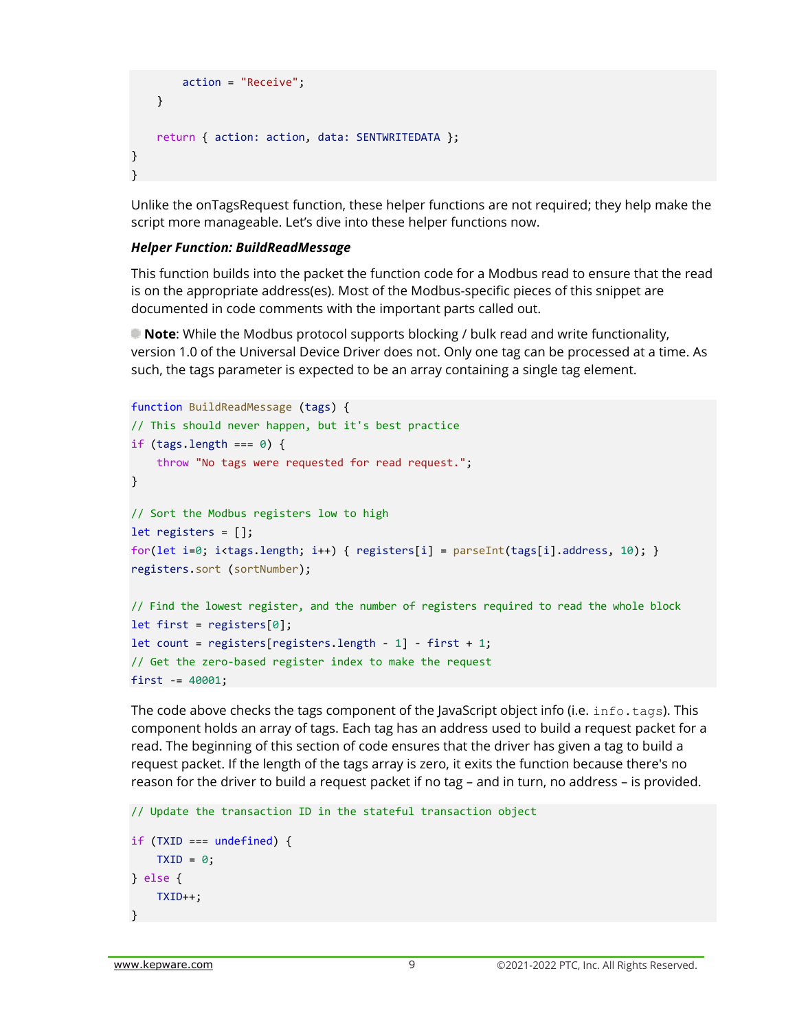```
        action = "Receive";
    }

    return { action: action, data: SENTWRITEDATA };
}
}
```

Unlike the onTagsRequest function, these helper functions are not required; they help make the script more manageable. Let's dive into these helper functions now.

***Helper Function: BuildReadMessage***

This function builds into the packet the function code for a Modbus read to ensure that the read is on the appropriate address(es). Most of the Modbus-specific pieces of this snippet are documented in code comments with the important parts called out.

**Note**: While the Modbus protocol supports blocking / bulk read and write functionality, version 1.0 of the Universal Device Driver does not. Only one tag can be processed at a time. As such, the tags parameter is expected to be an array containing a single tag element.

```
function BuildReadMessage (tags) {
// This should never happen, but it's best practice
if (tags.length === 0) {
    throw "No tags were requested for read request.";
}

// Sort the Modbus registers low to high
let registers = [];
for(let i=0; i<tags.length; i++) { registers[i] = parseInt(tags[i].address, 10); }
registers.sort (sortNumber);

// Find the lowest register, and the number of registers required to read the whole block
let first = registers[0];
let count = registers[registers.length - 1] - first + 1;
// Get the zero-based register index to make the request
first -= 40001;
```

The code above checks the tags component of the JavaScript object info (i.e. `info.tags`). This component holds an array of tags. Each tag has an address used to build a request packet for a read. The beginning of this section of code ensures that the driver has given a tag to build a request packet. If the length of the tags array is zero, it exits the function because there's no reason for the driver to build a request packet if no tag – and in turn, no address – is provided.

```
// Update the transaction ID in the stateful transaction object

if (TXID === undefined) {
    TXID = 0;
} else {
    TXID++;
}
```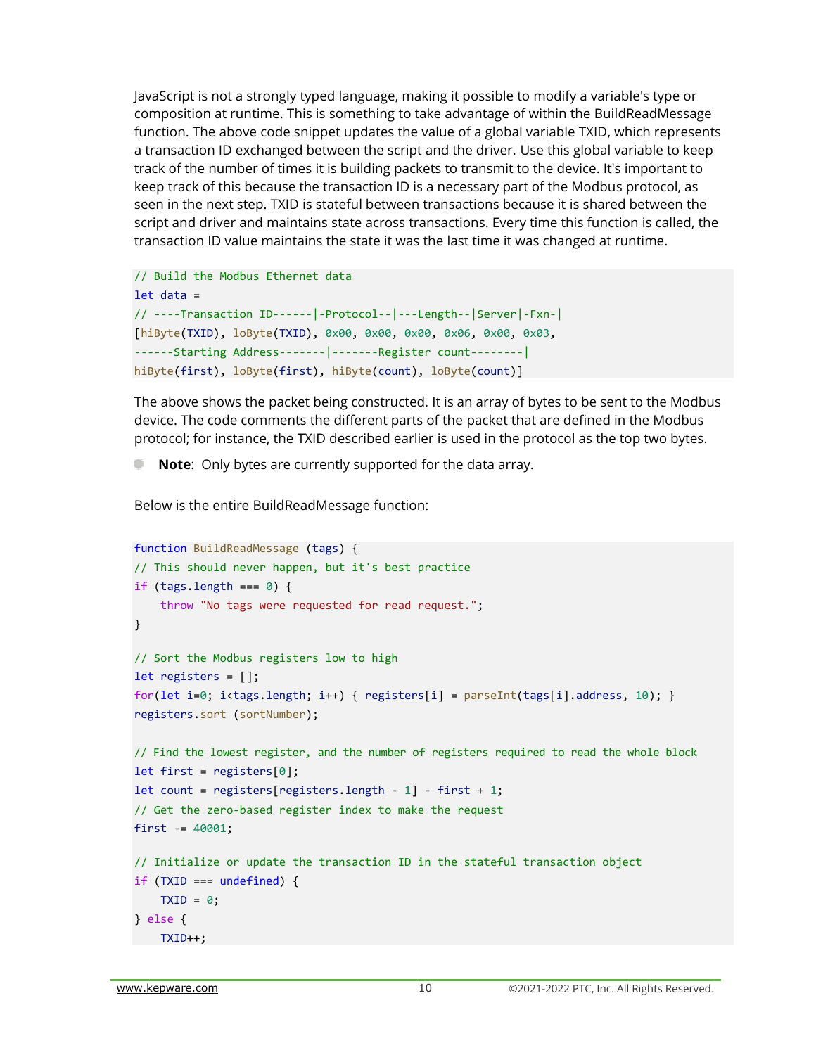JavaScript is not a strongly typed language, making it possible to modify a variable's type or composition at runtime. This is something to take advantage of within the BuildReadMessage function. The above code snippet updates the value of a global variable TXID, which represents a transaction ID exchanged between the script and the driver. Use this global variable to keep track of the number of times it is building packets to transmit to the device. It's important to keep track of this because the transaction ID is a necessary part of the Modbus protocol, as seen in the next step. TXID is stateful between transactions because it is shared between the script and driver and maintains state across transactions. Every time this function is called, the transaction ID value maintains the state it was the last time it was changed at runtime.

```
// Build the Modbus Ethernet data
let data =
// ----Transaction ID------|-Protocol--|---Length--|Server|-Fxn-|
[hiByte(TXID), loByte(TXID), 0x00, 0x00, 0x00, 0x06, 0x00, 0x03,
------Starting Address-------|-------Register count--------|
hiByte(first), loByte(first), hiByte(count), loByte(count)]
```

The above shows the packet being constructed. It is an array of bytes to be sent to the Modbus device. The code comments the different parts of the packet that are defined in the Modbus protocol; for instance, the TXID described earlier is used in the protocol as the top two bytes.

- **Note**: Only bytes are currently supported for the data array.

Below is the entire BuildReadMessage function:

```
function BuildReadMessage (tags) {
// This should never happen, but it's best practice
if (tags.length === 0) {
    throw "No tags were requested for read request.";
}

// Sort the Modbus registers low to high
let registers = [];
for(let i=0; i<tags.length; i++) { registers[i] = parseInt(tags[i].address, 10); }
registers.sort (sortNumber);

// Find the lowest register, and the number of registers required to read the whole block
let first = registers[0];
let count = registers[registers.length - 1] - first + 1;
// Get the zero-based register index to make the request
first -= 40001;

// Initialize or update the transaction ID in the stateful transaction object
if (TXID === undefined) {
    TXID = 0;
} else {
    TXID++;
```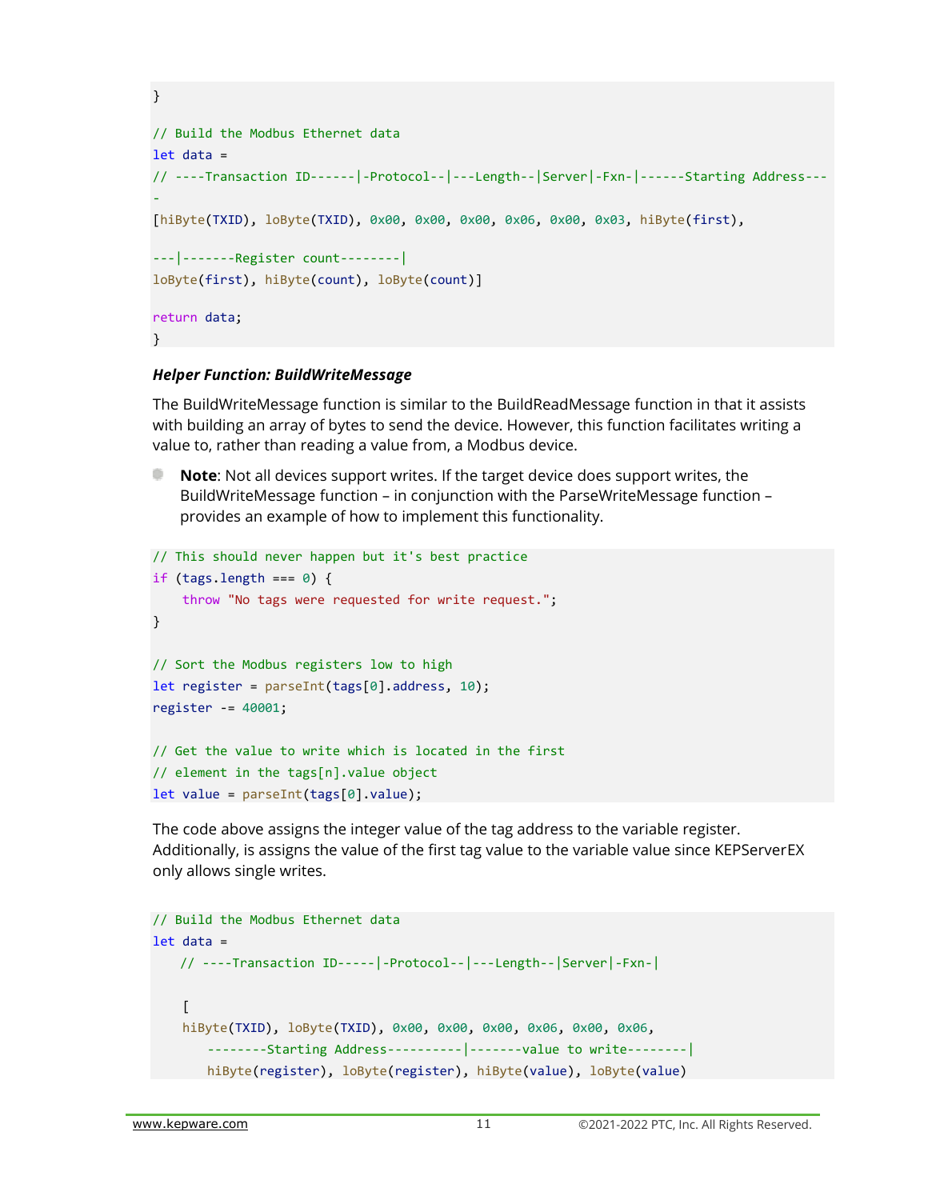```
}

// Build the Modbus Ethernet data
let data =
// ----Transaction ID------|-Protocol--|---Length--|Server|-Fxn-|------Starting Address---
-
[hiByte(TXID), loByte(TXID), 0x00, 0x00, 0x00, 0x06, 0x00, 0x03, hiByte(first),

---|-------Register count--------|
loByte(first), hiByte(count), loByte(count)]

return data;
}
```

***Helper Function: BuildWriteMessage***

The BuildWriteMessage function is similar to the BuildReadMessage function in that it assists with building an array of bytes to send the device. However, this function facilitates writing a value to, rather than reading a value from, a Modbus device.

- **Note**: Not all devices support writes. If the target device does support writes, the BuildWriteMessage function – in conjunction with the ParseWriteMessage function – provides an example of how to implement this functionality.

```
// This should never happen but it's best practice
if (tags.length === 0) {
    throw "No tags were requested for write request.";
}

// Sort the Modbus registers low to high
let register = parseInt(tags[0].address, 10);
register -= 40001;

// Get the value to write which is located in the first
// element in the tags[n].value object
let value = parseInt(tags[0].value);
```

The code above assigns the integer value of the tag address to the variable register. Additionally, is assigns the value of the first tag value to the variable value since KEPServerEX only allows single writes.

```
// Build the Modbus Ethernet data
let data =
    // ----Transaction ID-----|-Protocol--|---Length--|Server|-Fxn-|

    [
    hiByte(TXID), loByte(TXID), 0x00, 0x00, 0x00, 0x06, 0x00, 0x06,
       --------Starting Address----------|-------value to write--------|
       hiByte(register), loByte(register), hiByte(value), loByte(value)
```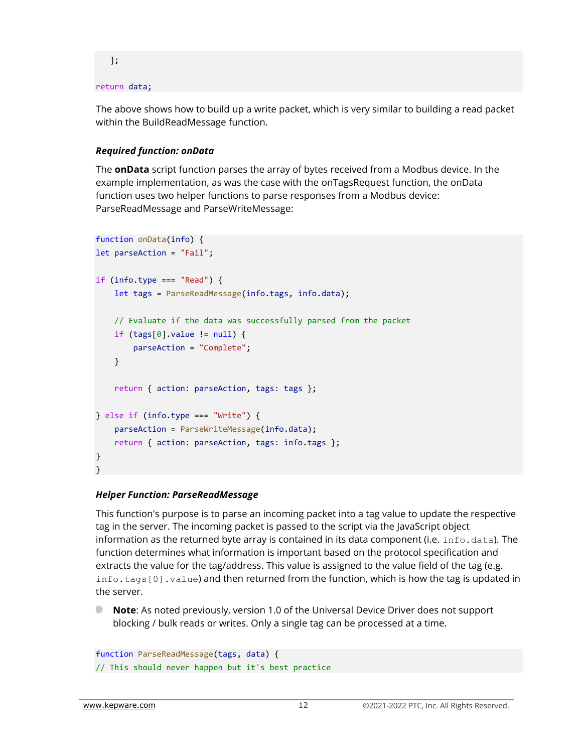```
    ];

return data;
```

The above shows how to build up a write packet, which is very similar to building a read packet within the BuildReadMessage function.

***Required function: onData***

The **onData** script function parses the array of bytes received from a Modbus device. In the example implementation, as was the case with the onTagsRequest function, the onData function uses two helper functions to parse responses from a Modbus device: ParseReadMessage and ParseWriteMessage:

```
function onData(info) {
let parseAction = "Fail";

if (info.type === "Read") {
    let tags = ParseReadMessage(info.tags, info.data);

    // Evaluate if the data was successfully parsed from the packet
    if (tags[0].value != null) {
        parseAction = "Complete";
    }

    return { action: parseAction, tags: tags };

} else if (info.type === "Write") {
    parseAction = ParseWriteMessage(info.data);
    return { action: parseAction, tags: info.tags };
}
}
```

***Helper Function: ParseReadMessage***

This function's purpose is to parse an incoming packet into a tag value to update the respective tag in the server. The incoming packet is passed to the script via the JavaScript object information as the returned byte array is contained in its data component (i.e. `info.data`). The function determines what information is important based on the protocol specification and extracts the value for the tag/address. This value is assigned to the value field of the tag (e.g. `info.tags[0].value`) and then returned from the function, which is how the tag is updated in the server.

- **Note**: As noted previously, version 1.0 of the Universal Device Driver does not support blocking / bulk reads or writes. Only a single tag can be processed at a time.

```
function ParseReadMessage(tags, data) {
// This should never happen but it's best practice
```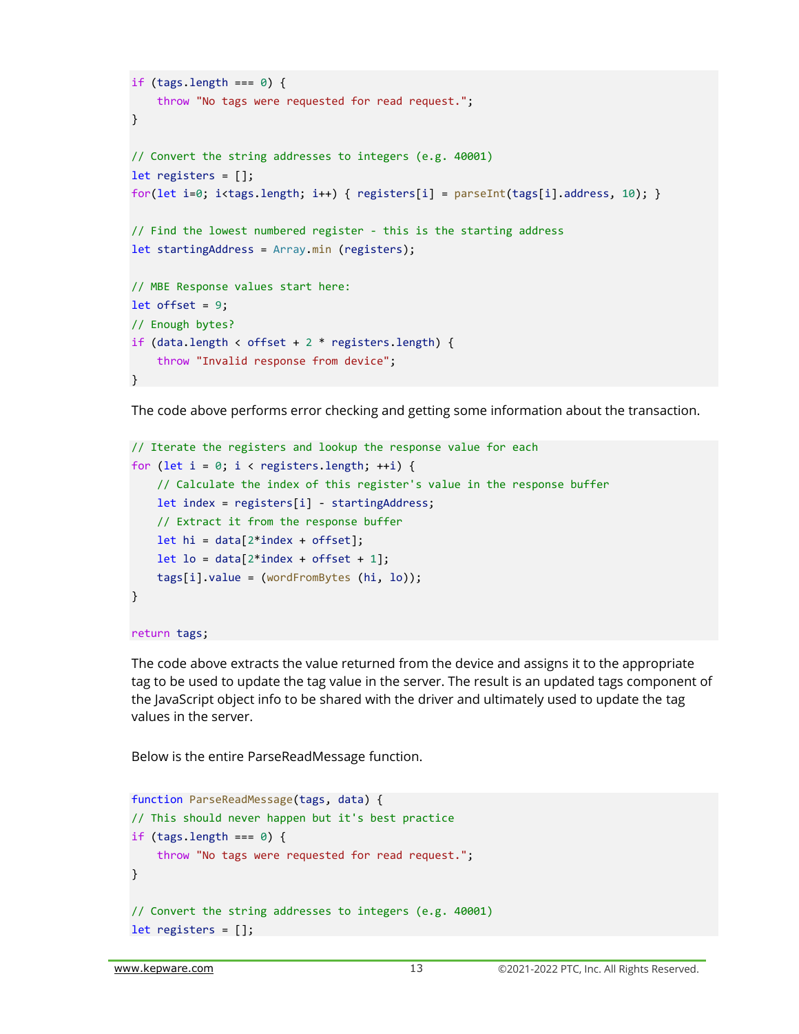```
if (tags.length === 0) {
    throw "No tags were requested for read request.";
}

// Convert the string addresses to integers (e.g. 40001)
let registers = [];
for(let i=0; i<tags.length; i++) { registers[i] = parseInt(tags[i].address, 10); }

// Find the lowest numbered register - this is the starting address
let startingAddress = Array.min (registers);

// MBE Response values start here:
let offset = 9;
// Enough bytes?
if (data.length < offset + 2 * registers.length) {
    throw "Invalid response from device";
}
```

The code above performs error checking and getting some information about the transaction.

```
// Iterate the registers and lookup the response value for each
for (let i = 0; i < registers.length; ++i) {
    // Calculate the index of this register's value in the response buffer
    let index = registers[i] - startingAddress;
    // Extract it from the response buffer
    let hi = data[2*index + offset];
    let lo = data[2*index + offset + 1];
    tags[i].value = (wordFromBytes (hi, lo));
}

return tags;
```

The code above extracts the value returned from the device and assigns it to the appropriate tag to be used to update the tag value in the server. The result is an updated tags component of the JavaScript object info to be shared with the driver and ultimately used to update the tag values in the server.

Below is the entire ParseReadMessage function.

```
function ParseReadMessage(tags, data) {
// This should never happen but it's best practice
if (tags.length === 0) {
    throw "No tags were requested for read request.";
}

// Convert the string addresses to integers (e.g. 40001)
let registers = [];
```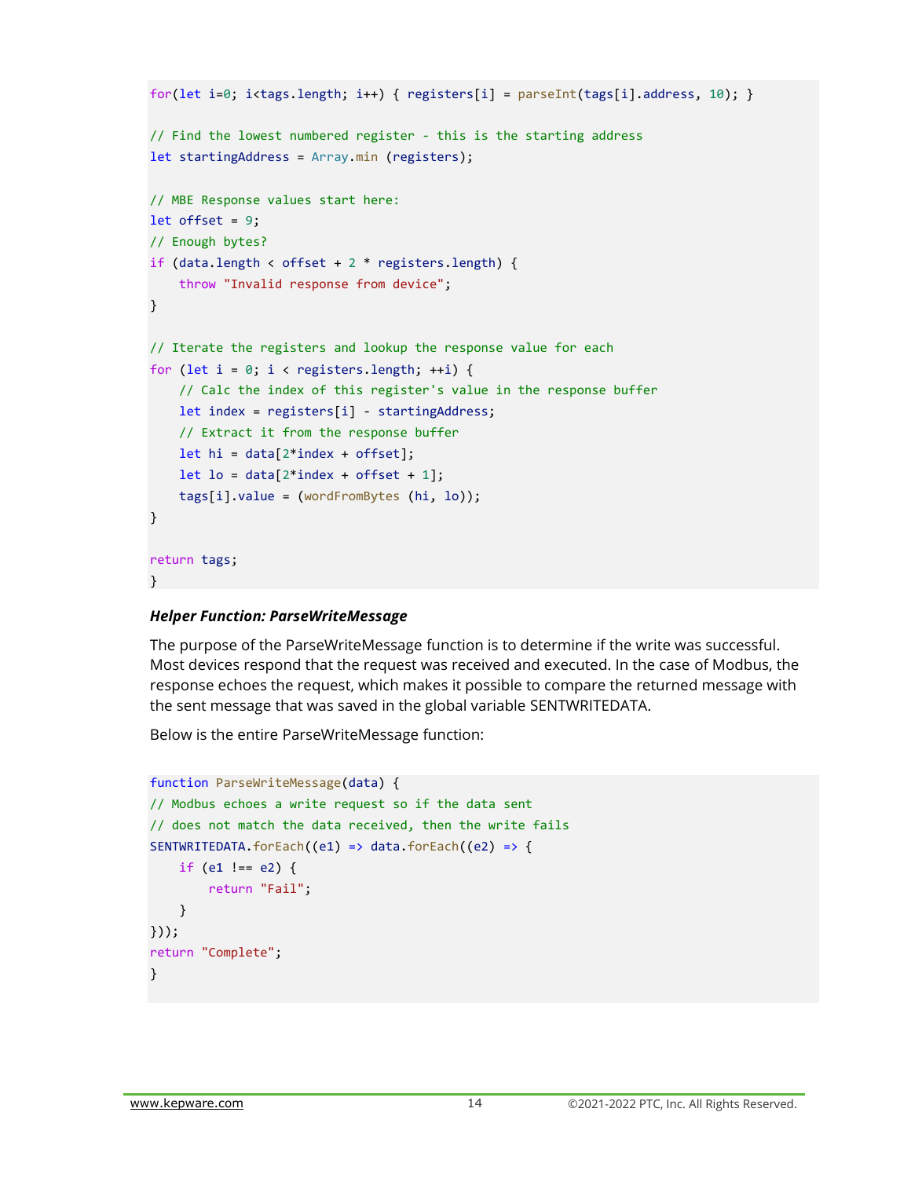```
for(let i=0; i<tags.length; i++) { registers[i] = parseInt(tags[i].address, 10); }

// Find the lowest numbered register - this is the starting address
let startingAddress = Array.min (registers);

// MBE Response values start here:
let offset = 9;
// Enough bytes?
if (data.length < offset + 2 * registers.length) {
    throw "Invalid response from device";
}

// Iterate the registers and lookup the response value for each
for (let i = 0; i < registers.length; ++i) {
    // Calc the index of this register's value in the response buffer
    let index = registers[i] - startingAddress;
    // Extract it from the response buffer
    let hi = data[2*index + offset];
    let lo = data[2*index + offset + 1];
    tags[i].value = (wordFromBytes (hi, lo));
}

return tags;
}
```

***Helper Function: ParseWriteMessage***

The purpose of the ParseWriteMessage function is to determine if the write was successful. Most devices respond that the request was received and executed. In the case of Modbus, the response echoes the request, which makes it possible to compare the returned message with the sent message that was saved in the global variable SENTWRITEDATA.

Below is the entire ParseWriteMessage function:

```
function ParseWriteMessage(data) {
// Modbus echoes a write request so if the data sent
// does not match the data received, then the write fails
SENTWRITEDATA.forEach((e1) => data.forEach((e2) => {
    if (e1 !== e2) {
        return "Fail";
    }
}));
return "Complete";
}
```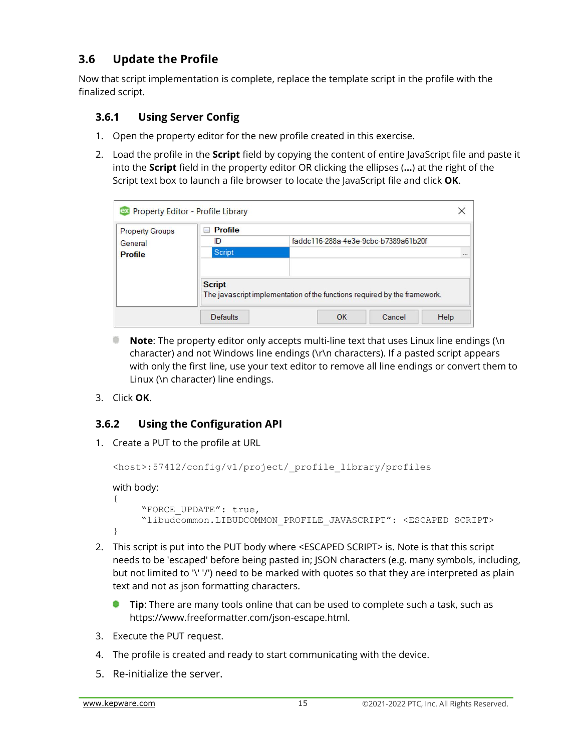## 3.6 Update the Profile

Now that script implementation is complete, replace the template script in the profile with the finalized script.

### 3.6.1 Using Server Config

1. Open the property editor for the new profile created in this exercise.
2. Load the profile in the **Script** field by copying the content of entire JavaScript file and paste it into the **Script** field in the property editor OR clicking the ellipses (**...**) at the right of the Script text box to launch a file browser to locate the JavaScript file and click **OK**.

   - **Note**: The property editor only accepts multi-line text that uses Linux line endings (\n character) and not Windows line endings (\r\n characters). If a pasted script appears with only the first line, use your text editor to remove all line endings or convert them to Linux (\n character) line endings.

3. Click **OK**.

### 3.6.2 Using the Configuration API

1. Create a PUT to the profile at URL

   ```
   <host>:57412/config/v1/project/_profile_library/profiles
   ```

   with body:

   ```
   {
       "FORCE_UPDATE": true,
       "libudcommon.LIBUDCOMMON_PROFILE_JAVASCRIPT": <ESCAPED SCRIPT>
   }
   ```

2. This script is put into the PUT body where <ESCAPED SCRIPT> is. Note is that this script needs to be 'escaped' before being pasted in; JSON characters (e.g. many symbols, including, but not limited to '\' '/') need to be marked with quotes so that they are interpreted as plain text and not as json formatting characters.

   - **Tip**: There are many tools online that can be used to complete such a task, such as https://www.freeformatter.com/json-escape.html.

3. Execute the PUT request.
4. The profile is created and ready to start communicating with the device.
5. Re-initialize the server.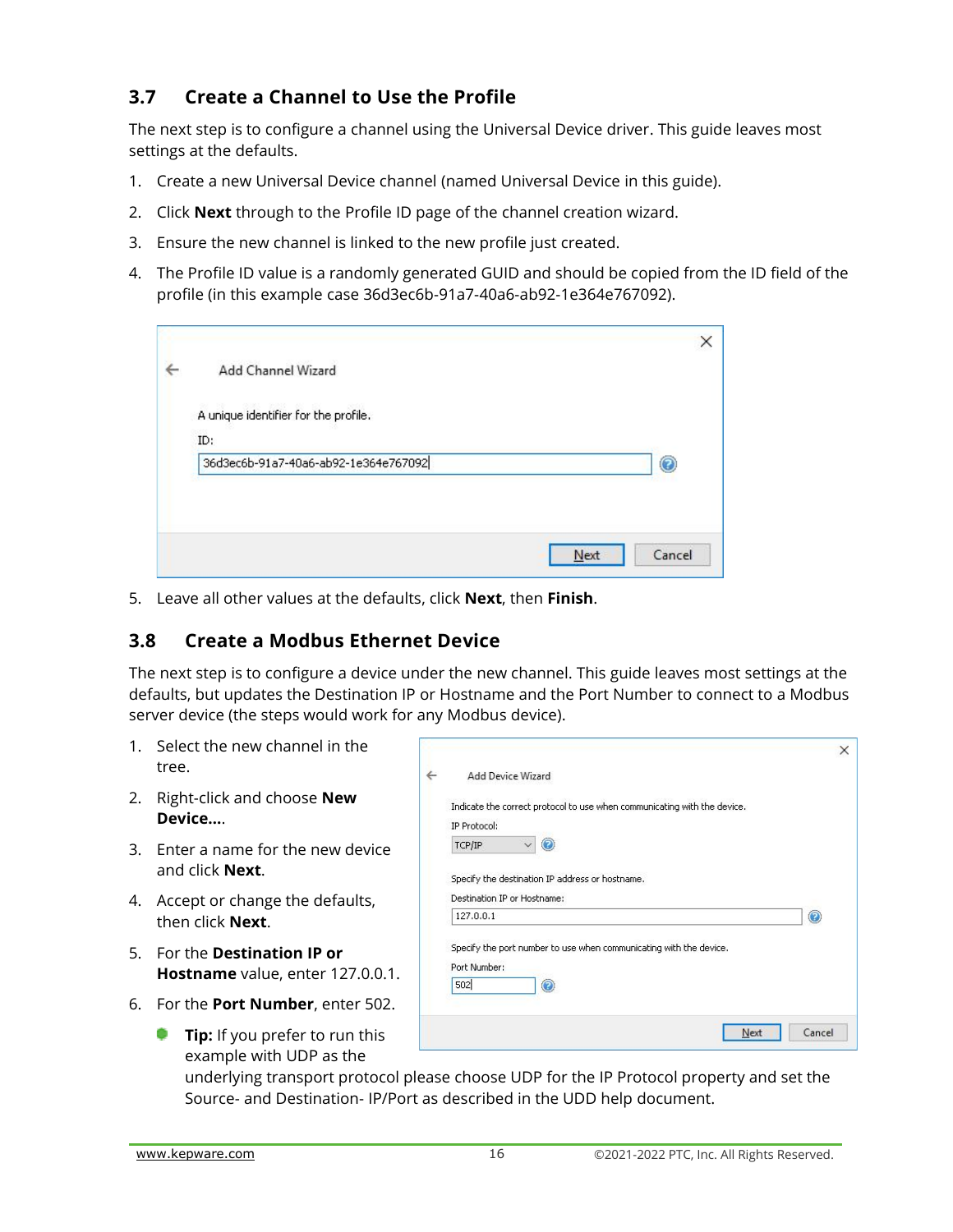## 3.7 Create a Channel to Use the Profile

The next step is to configure a channel using the Universal Device driver. This guide leaves most settings at the defaults.

1. Create a new Universal Device channel (named Universal Device in this guide).
2. Click **Next** through to the Profile ID page of the channel creation wizard.
3. Ensure the new channel is linked to the new profile just created.
4. The Profile ID value is a randomly generated GUID and should be copied from the ID field of the profile (in this example case 36d3ec6b-91a7-40a6-ab92-1e364e767092).
5. Leave all other values at the defaults, click **Next**, then **Finish**.

## 3.8 Create a Modbus Ethernet Device

The next step is to configure a device under the new channel. This guide leaves most settings at the defaults, but updates the Destination IP or Hostname and the Port Number to connect to a Modbus server device (the steps would work for any Modbus device).

1. Select the new channel in the tree.
2. Right-click and choose **New Device...**.
3. Enter a name for the new device and click **Next**.
4. Accept or change the defaults, then click **Next**.
5. For the **Destination IP or Hostname** value, enter 127.0.0.1.
6. For the **Port Number**, enter 502.
   - **Tip:** If you prefer to run this example with UDP as the underlying transport protocol please choose UDP for the IP Protocol property and set the Source- and Destination- IP/Port as described in the UDD help document.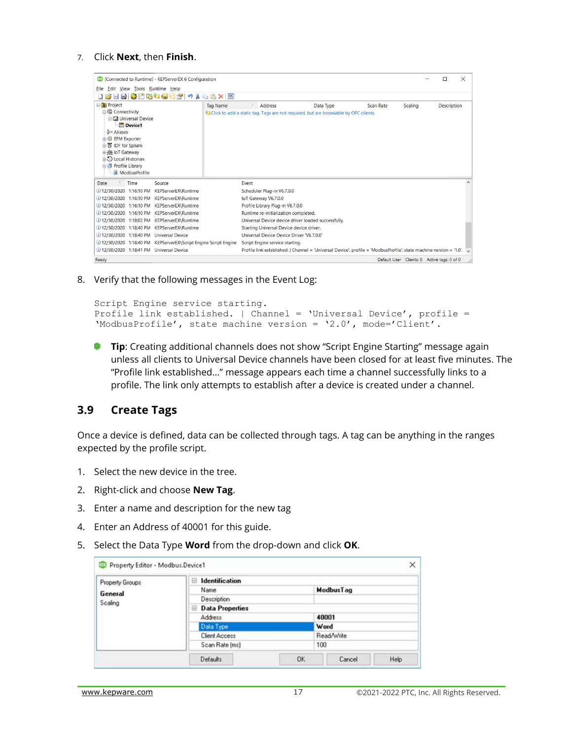7. Click **Next**, then **Finish**.

8. Verify that the following messages in the Event Log:

```
Script Engine service starting.
Profile link established. | Channel = 'Universal Device', profile =
'ModbusProfile', state machine version = '2.0', mode='Client'.
```

- **Tip**: Creating additional channels does not show "Script Engine Starting" message again unless all clients to Universal Device channels have been closed for at least five minutes. The "Profile link established…" message appears each time a channel successfully links to a profile. The link only attempts to establish after a device is created under a channel.

## 3.9 Create Tags

Once a device is defined, data can be collected through tags. A tag can be anything in the ranges expected by the profile script.

1. Select the new device in the tree.
2. Right-click and choose **New Tag**.
3. Enter a name and description for the new tag
4. Enter an Address of 40001 for this guide.
5. Select the Data Type **Word** from the drop-down and click **OK**.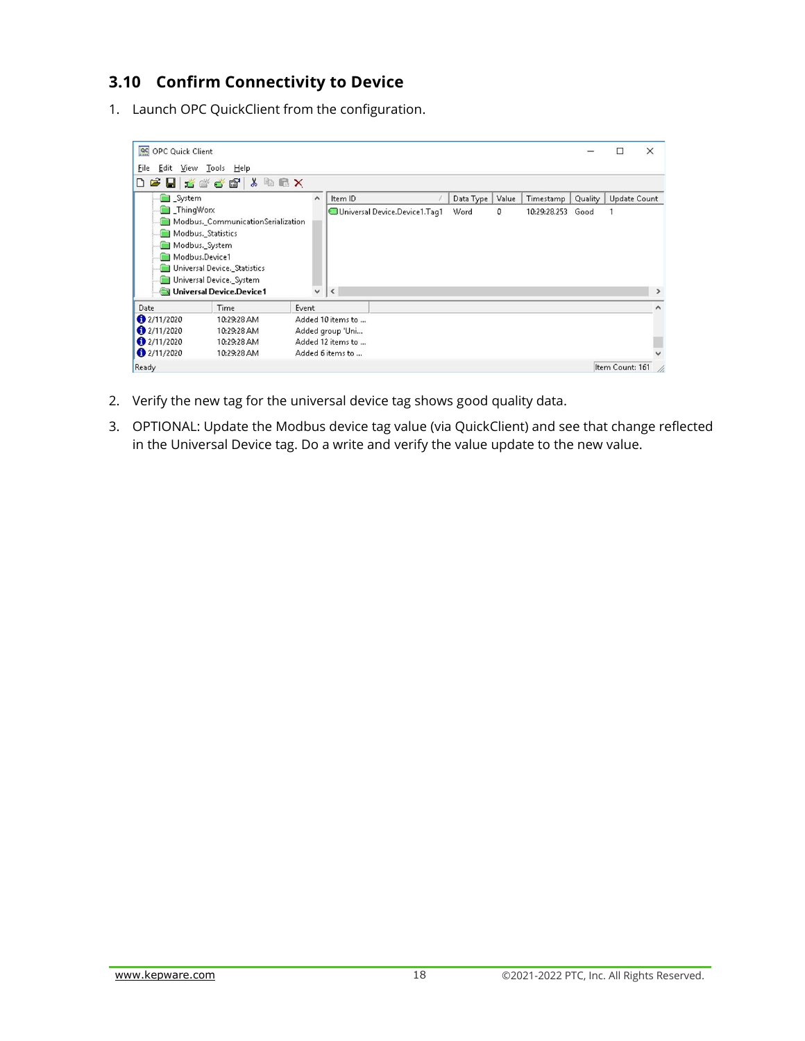## 3.10 Confirm Connectivity to Device

1. Launch OPC QuickClient from the configuration.

2. Verify the new tag for the universal device tag shows good quality data.

3. OPTIONAL: Update the Modbus device tag value (via QuickClient) and see that change reflected in the Universal Device tag. Do a write and verify the value update to the new value.